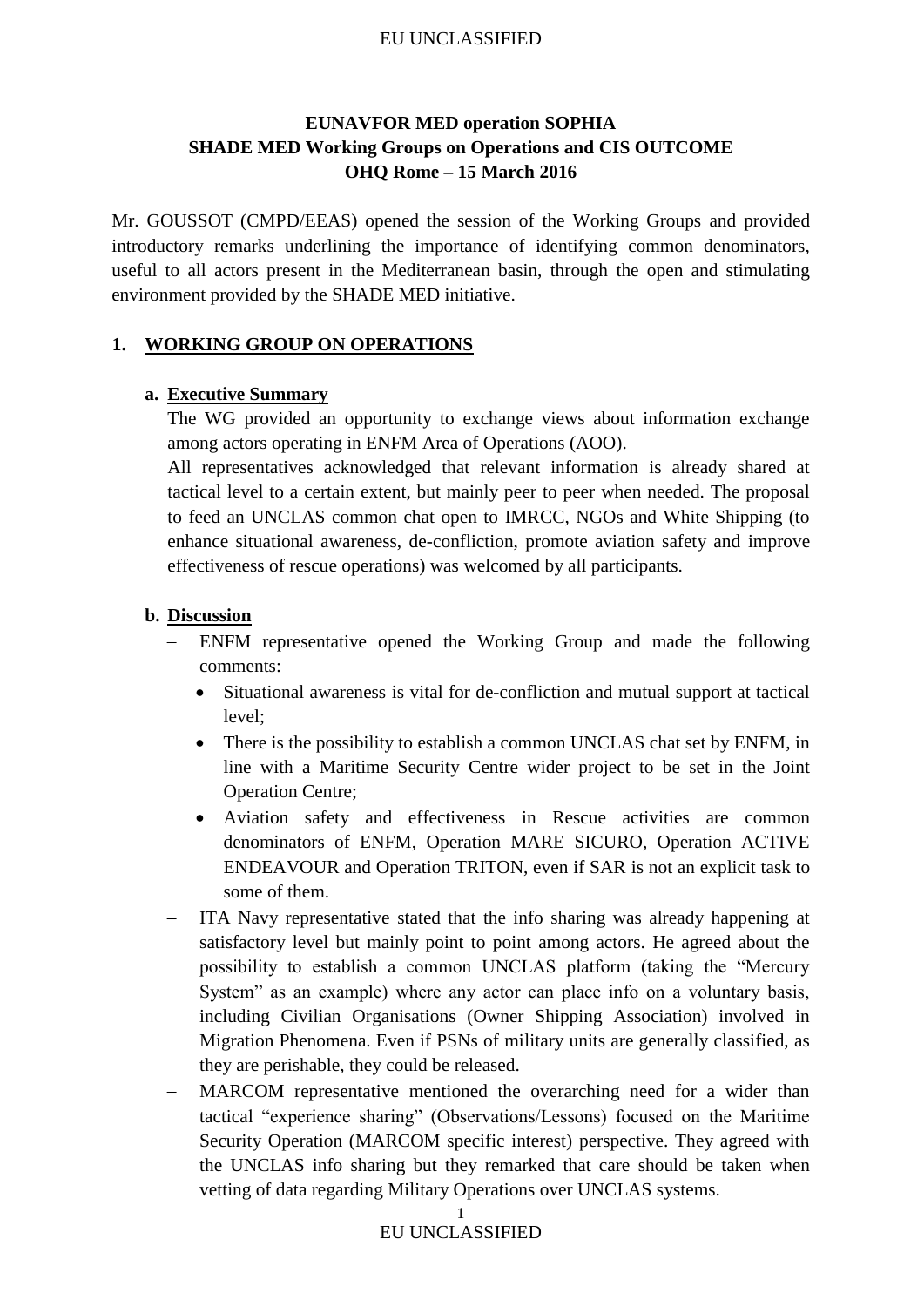**EUNAVFOR MED operation SOPHIA**
**SHADE MED Working Groups on Operations and CIS OUTCOME**
**OHQ Rome – 15 March 2016**

Mr. GOUSSOT (CMPD/EEAS) opened the session of the Working Groups and provided introductory remarks underlining the importance of identifying common denominators, useful to all actors present in the Mediterranean basin, through the open and stimulating environment provided by the SHADE MED initiative.

## 1. WORKING GROUP ON OPERATIONS

### a. Executive Summary

The WG provided an opportunity to exchange views about information exchange among actors operating in ENFM Area of Operations (AOO).

All representatives acknowledged that relevant information is already shared at tactical level to a certain extent, but mainly peer to peer when needed. The proposal to feed an UNCLAS common chat open to IMRCC, NGOs and White Shipping (to enhance situational awareness, de-confliction, promote aviation safety and improve effectiveness of rescue operations) was welcomed by all participants.

### b. Discussion

- ENFM representative opened the Working Group and made the following comments:
  - Situational awareness is vital for de-confliction and mutual support at tactical level;
  - There is the possibility to establish a common UNCLAS chat set by ENFM, in line with a Maritime Security Centre wider project to be set in the Joint Operation Centre;
  - Aviation safety and effectiveness in Rescue activities are common denominators of ENFM, Operation MARE SICURO, Operation ACTIVE ENDEAVOUR and Operation TRITON, even if SAR is not an explicit task to some of them.
- ITA Navy representative stated that the info sharing was already happening at satisfactory level but mainly point to point among actors. He agreed about the possibility to establish a common UNCLAS platform (taking the "Mercury System" as an example) where any actor can place info on a voluntary basis, including Civilian Organisations (Owner Shipping Association) involved in Migration Phenomena. Even if PSNs of military units are generally classified, as they are perishable, they could be released.
- MARCOM representative mentioned the overarching need for a wider than tactical "experience sharing" (Observations/Lessons) focused on the Maritime Security Operation (MARCOM specific interest) perspective. They agreed with the UNCLAS info sharing but they remarked that care should be taken when vetting of data regarding Military Operations over UNCLAS systems.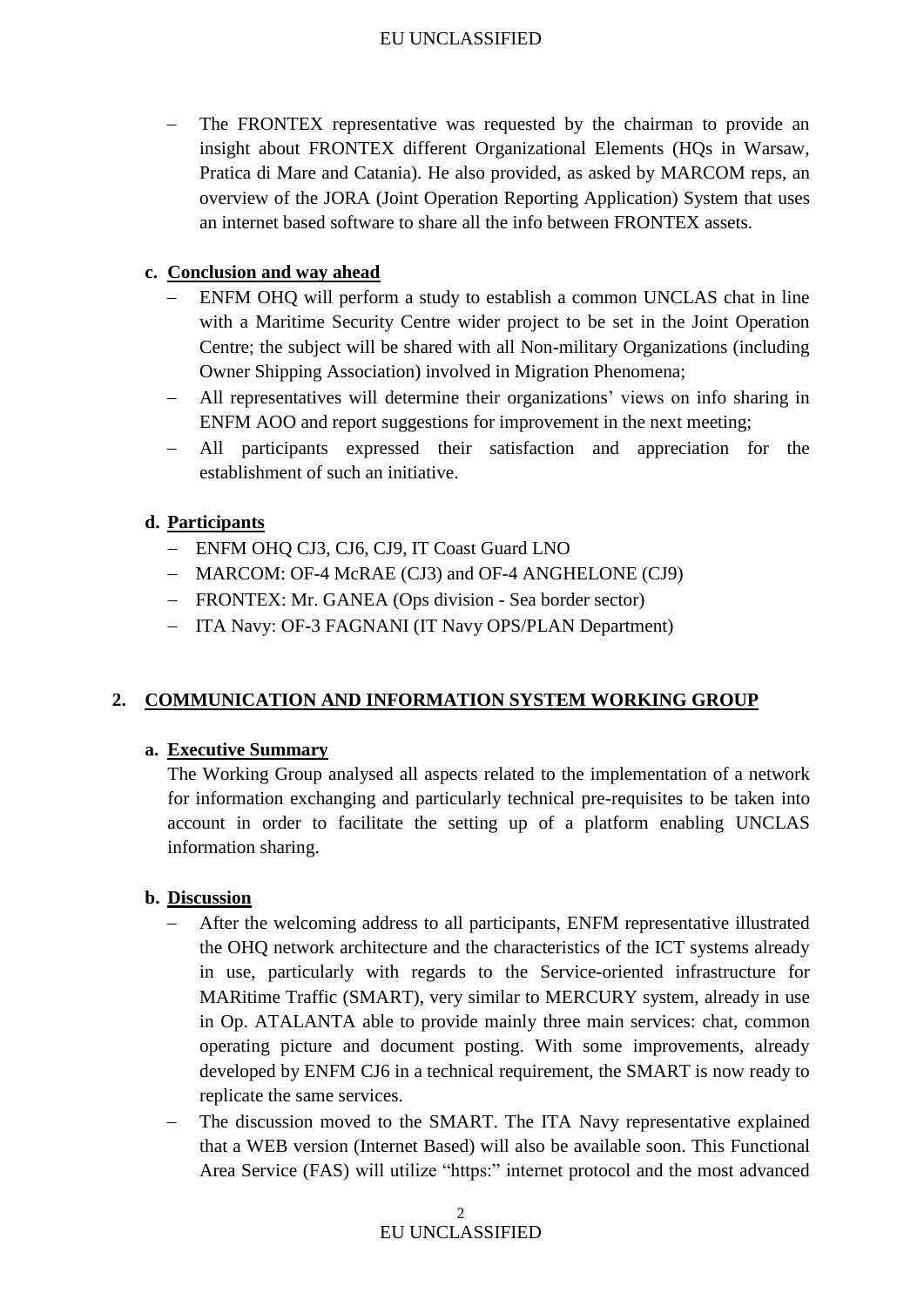- The FRONTEX representative was requested by the chairman to provide an insight about FRONTEX different Organizational Elements (HQs in Warsaw, Pratica di Mare and Catania). He also provided, as asked by MARCOM reps, an overview of the JORA (Joint Operation Reporting Application) System that uses an internet based software to share all the info between FRONTEX assets.

**c. Conclusion and way ahead**

- ENFM OHQ will perform a study to establish a common UNCLAS chat in line with a Maritime Security Centre wider project to be set in the Joint Operation Centre; the subject will be shared with all Non-military Organizations (including Owner Shipping Association) involved in Migration Phenomena;
- All representatives will determine their organizations' views on info sharing in ENFM AOO and report suggestions for improvement in the next meeting;
- All participants expressed their satisfaction and appreciation for the establishment of such an initiative.

**d. Participants**

- ENFM OHQ CJ3, CJ6, CJ9, IT Coast Guard LNO
- MARCOM: OF-4 McRAE (CJ3) and OF-4 ANGHELONE (CJ9)
- FRONTEX: Mr. GANEA (Ops division - Sea border sector)
- ITA Navy: OF-3 FAGNANI (IT Navy OPS/PLAN Department)

## 2. COMMUNICATION AND INFORMATION SYSTEM WORKING GROUP

**a. Executive Summary**

The Working Group analysed all aspects related to the implementation of a network for information exchanging and particularly technical pre-requisites to be taken into account in order to facilitate the setting up of a platform enabling UNCLAS information sharing.

**b. Discussion**

- After the welcoming address to all participants, ENFM representative illustrated the OHQ network architecture and the characteristics of the ICT systems already in use, particularly with regards to the Service-oriented infrastructure for MARitime Traffic (SMART), very similar to MERCURY system, already in use in Op. ATALANTA able to provide mainly three main services: chat, common operating picture and document posting. With some improvements, already developed by ENFM CJ6 in a technical requirement, the SMART is now ready to replicate the same services.
- The discussion moved to the SMART. The ITA Navy representative explained that a WEB version (Internet Based) will also be available soon. This Functional Area Service (FAS) will utilize "https:" internet protocol and the most advanced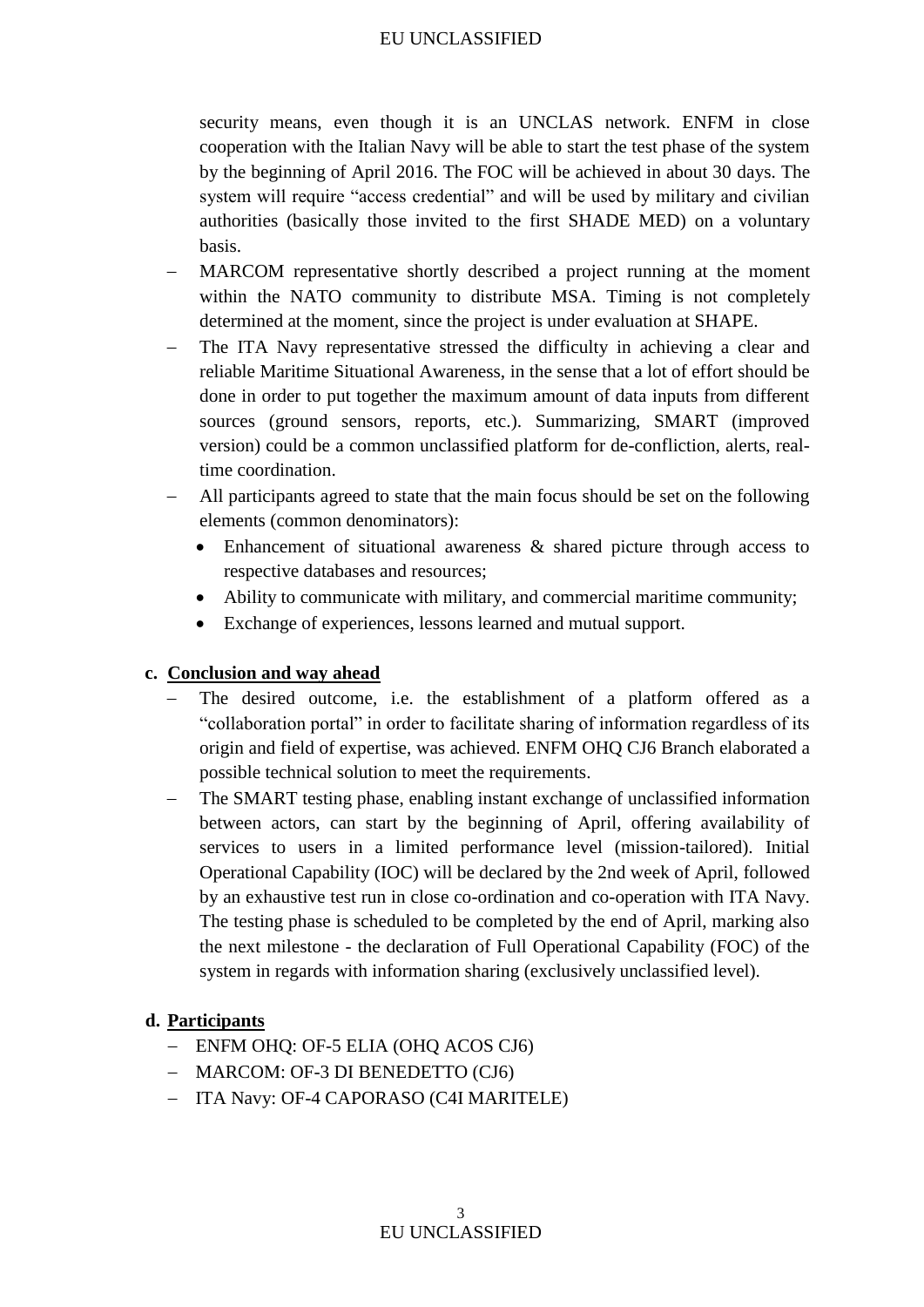security means, even though it is an UNCLAS network. ENFM in close cooperation with the Italian Navy will be able to start the test phase of the system by the beginning of April 2016. The FOC will be achieved in about 30 days. The system will require "access credential" and will be used by military and civilian authorities (basically those invited to the first SHADE MED) on a voluntary basis.

- MARCOM representative shortly described a project running at the moment within the NATO community to distribute MSA. Timing is not completely determined at the moment, since the project is under evaluation at SHAPE.
- The ITA Navy representative stressed the difficulty in achieving a clear and reliable Maritime Situational Awareness, in the sense that a lot of effort should be done in order to put together the maximum amount of data inputs from different sources (ground sensors, reports, etc.). Summarizing, SMART (improved version) could be a common unclassified platform for de-confliction, alerts, real-time coordination.
- All participants agreed to state that the main focus should be set on the following elements (common denominators):
  - Enhancement of situational awareness & shared picture through access to respective databases and resources;
  - Ability to communicate with military, and commercial maritime community;
  - Exchange of experiences, lessons learned and mutual support.

**c. Conclusion and way ahead**

- The desired outcome, i.e. the establishment of a platform offered as a "collaboration portal" in order to facilitate sharing of information regardless of its origin and field of expertise, was achieved. ENFM OHQ CJ6 Branch elaborated a possible technical solution to meet the requirements.
- The SMART testing phase, enabling instant exchange of unclassified information between actors, can start by the beginning of April, offering availability of services to users in a limited performance level (mission-tailored). Initial Operational Capability (IOC) will be declared by the 2nd week of April, followed by an exhaustive test run in close co-ordination and co-operation with ITA Navy. The testing phase is scheduled to be completed by the end of April, marking also the next milestone - the declaration of Full Operational Capability (FOC) of the system in regards with information sharing (exclusively unclassified level).

**d. Participants**

- ENFM OHQ: OF-5 ELIA (OHQ ACOS CJ6)
- MARCOM: OF-3 DI BENEDETTO (CJ6)
- ITA Navy: OF-4 CAPORASO (C4I MARITELE)